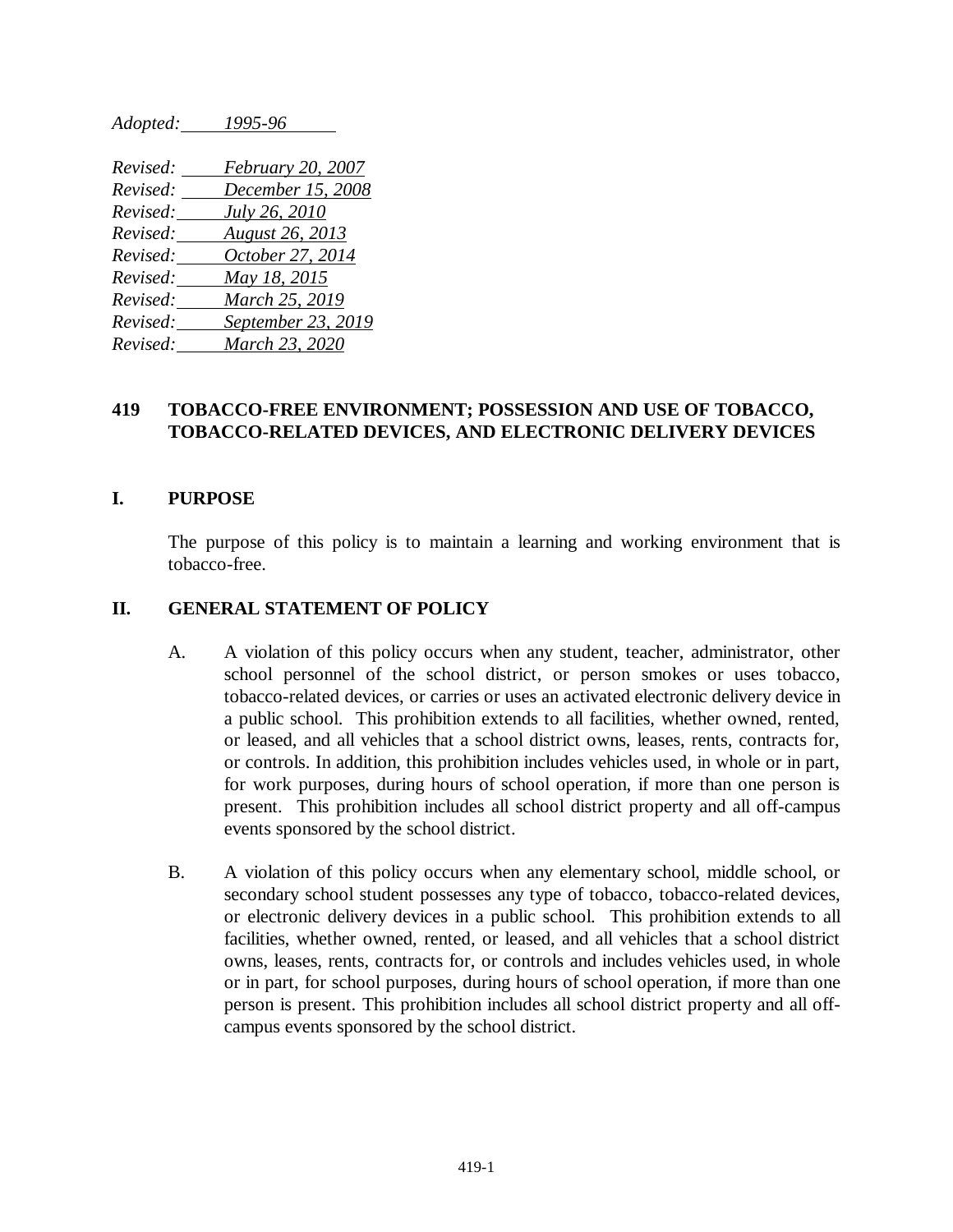*Adopted: 1995-96*

*Revised: February 20, 2007*
*Revised: December 15, 2008*
*Revised: July 26, 2010*
*Revised: August 26, 2013*
*Revised: October 27, 2014*
*Revised: May 18, 2015*
*Revised: March 25, 2019*
*Revised: September 23, 2019*
*Revised: March 23, 2020*

# 419 TOBACCO-FREE ENVIRONMENT; POSSESSION AND USE OF TOBACCO, TOBACCO-RELATED DEVICES, AND ELECTRONIC DELIVERY DEVICES

## I. PURPOSE

The purpose of this policy is to maintain a learning and working environment that is tobacco-free.

## II. GENERAL STATEMENT OF POLICY

A. A violation of this policy occurs when any student, teacher, administrator, other school personnel of the school district, or person smokes or uses tobacco, tobacco-related devices, or carries or uses an activated electronic delivery device in a public school. This prohibition extends to all facilities, whether owned, rented, or leased, and all vehicles that a school district owns, leases, rents, contracts for, or controls. In addition, this prohibition includes vehicles used, in whole or in part, for work purposes, during hours of school operation, if more than one person is present. This prohibition includes all school district property and all off-campus events sponsored by the school district.

B. A violation of this policy occurs when any elementary school, middle school, or secondary school student possesses any type of tobacco, tobacco-related devices, or electronic delivery devices in a public school. This prohibition extends to all facilities, whether owned, rented, or leased, and all vehicles that a school district owns, leases, rents, contracts for, or controls and includes vehicles used, in whole or in part, for school purposes, during hours of school operation, if more than one person is present. This prohibition includes all school district property and all off-campus events sponsored by the school district.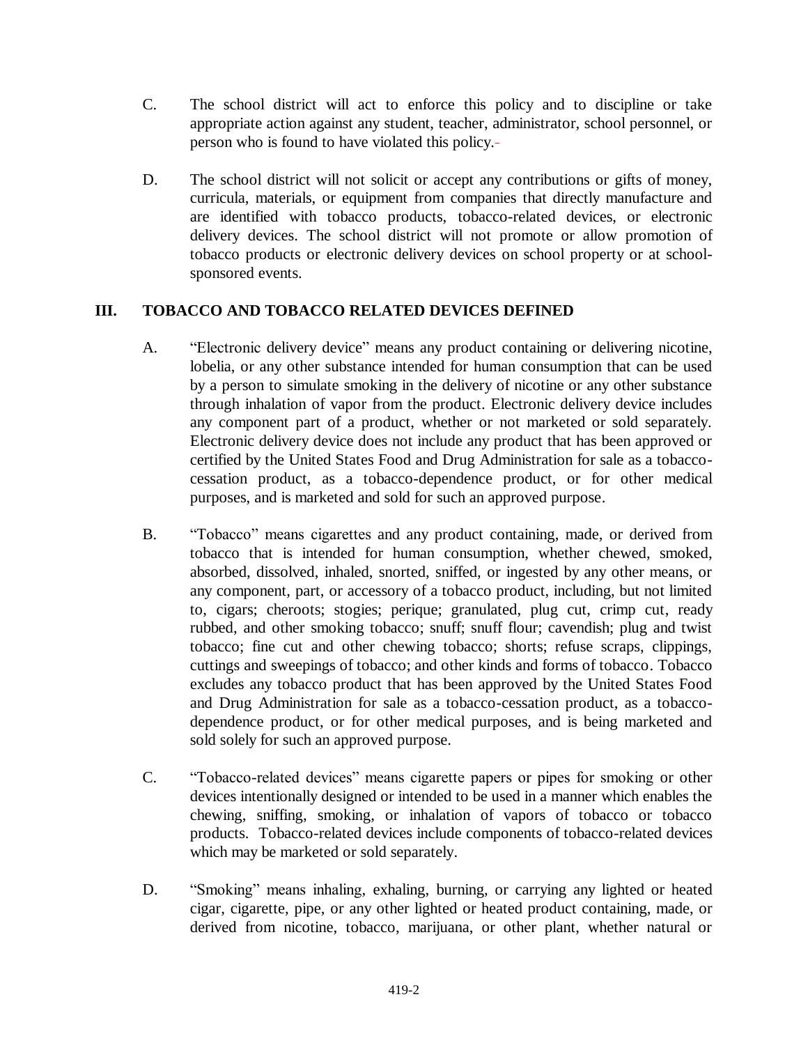C. The school district will act to enforce this policy and to discipline or take appropriate action against any student, teacher, administrator, school personnel, or person who is found to have violated this policy.

D. The school district will not solicit or accept any contributions or gifts of money, curricula, materials, or equipment from companies that directly manufacture and are identified with tobacco products, tobacco-related devices, or electronic delivery devices. The school district will not promote or allow promotion of tobacco products or electronic delivery devices on school property or at school-sponsored events.

## III. TOBACCO AND TOBACCO RELATED DEVICES DEFINED

A. "Electronic delivery device" means any product containing or delivering nicotine, lobelia, or any other substance intended for human consumption that can be used by a person to simulate smoking in the delivery of nicotine or any other substance through inhalation of vapor from the product. Electronic delivery device includes any component part of a product, whether or not marketed or sold separately. Electronic delivery device does not include any product that has been approved or certified by the United States Food and Drug Administration for sale as a tobacco-cessation product, as a tobacco-dependence product, or for other medical purposes, and is marketed and sold for such an approved purpose.

B. "Tobacco" means cigarettes and any product containing, made, or derived from tobacco that is intended for human consumption, whether chewed, smoked, absorbed, dissolved, inhaled, snorted, sniffed, or ingested by any other means, or any component, part, or accessory of a tobacco product, including, but not limited to, cigars; cheroots; stogies; perique; granulated, plug cut, crimp cut, ready rubbed, and other smoking tobacco; snuff; snuff flour; cavendish; plug and twist tobacco; fine cut and other chewing tobacco; shorts; refuse scraps, clippings, cuttings and sweepings of tobacco; and other kinds and forms of tobacco. Tobacco excludes any tobacco product that has been approved by the United States Food and Drug Administration for sale as a tobacco-cessation product, as a tobacco-dependence product, or for other medical purposes, and is being marketed and sold solely for such an approved purpose.

C. "Tobacco-related devices" means cigarette papers or pipes for smoking or other devices intentionally designed or intended to be used in a manner which enables the chewing, sniffing, smoking, or inhalation of vapors of tobacco or tobacco products. Tobacco-related devices include components of tobacco-related devices which may be marketed or sold separately.

D. "Smoking" means inhaling, exhaling, burning, or carrying any lighted or heated cigar, cigarette, pipe, or any other lighted or heated product containing, made, or derived from nicotine, tobacco, marijuana, or other plant, whether natural or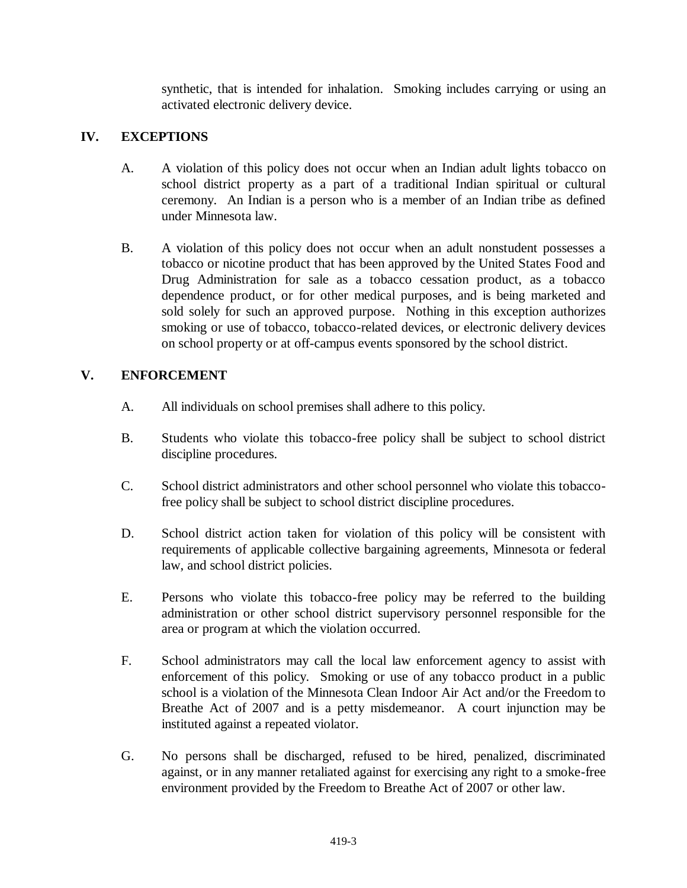synthetic, that is intended for inhalation. Smoking includes carrying or using an activated electronic delivery device.

## IV. EXCEPTIONS

A. A violation of this policy does not occur when an Indian adult lights tobacco on school district property as a part of a traditional Indian spiritual or cultural ceremony. An Indian is a person who is a member of an Indian tribe as defined under Minnesota law.

B. A violation of this policy does not occur when an adult nonstudent possesses a tobacco or nicotine product that has been approved by the United States Food and Drug Administration for sale as a tobacco cessation product, as a tobacco dependence product, or for other medical purposes, and is being marketed and sold solely for such an approved purpose. Nothing in this exception authorizes smoking or use of tobacco, tobacco-related devices, or electronic delivery devices on school property or at off-campus events sponsored by the school district.

## V. ENFORCEMENT

A. All individuals on school premises shall adhere to this policy.

B. Students who violate this tobacco-free policy shall be subject to school district discipline procedures.

C. School district administrators and other school personnel who violate this tobacco-free policy shall be subject to school district discipline procedures.

D. School district action taken for violation of this policy will be consistent with requirements of applicable collective bargaining agreements, Minnesota or federal law, and school district policies.

E. Persons who violate this tobacco-free policy may be referred to the building administration or other school district supervisory personnel responsible for the area or program at which the violation occurred.

F. School administrators may call the local law enforcement agency to assist with enforcement of this policy. Smoking or use of any tobacco product in a public school is a violation of the Minnesota Clean Indoor Air Act and/or the Freedom to Breathe Act of 2007 and is a petty misdemeanor. A court injunction may be instituted against a repeated violator.

G. No persons shall be discharged, refused to be hired, penalized, discriminated against, or in any manner retaliated against for exercising any right to a smoke-free environment provided by the Freedom to Breathe Act of 2007 or other law.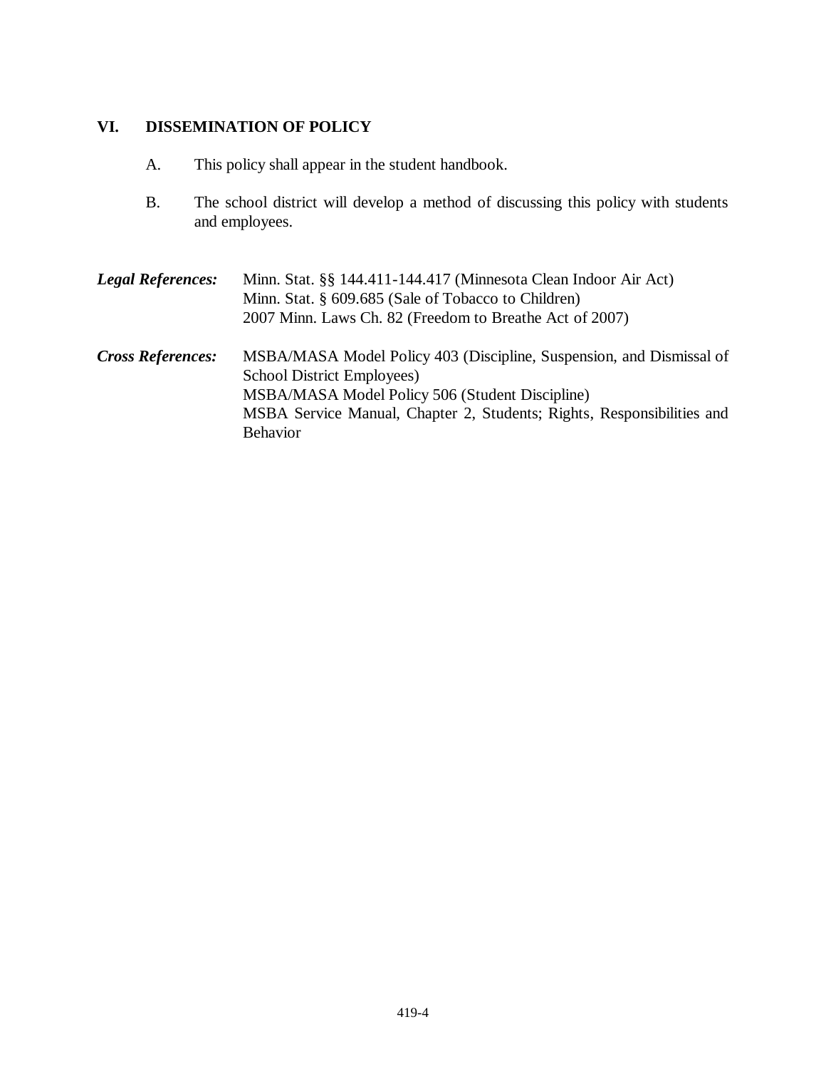## VI. DISSEMINATION OF POLICY

A. This policy shall appear in the student handbook.

B. The school district will develop a method of discussing this policy with students and employees.

***Legal References:***
Minn. Stat. §§ 144.411-144.417 (Minnesota Clean Indoor Air Act)
Minn. Stat. § 609.685 (Sale of Tobacco to Children)
2007 Minn. Laws Ch. 82 (Freedom to Breathe Act of 2007)

***Cross References:***
MSBA/MASA Model Policy 403 (Discipline, Suspension, and Dismissal of School District Employees)
MSBA/MASA Model Policy 506 (Student Discipline)
MSBA Service Manual, Chapter 2, Students; Rights, Responsibilities and Behavior